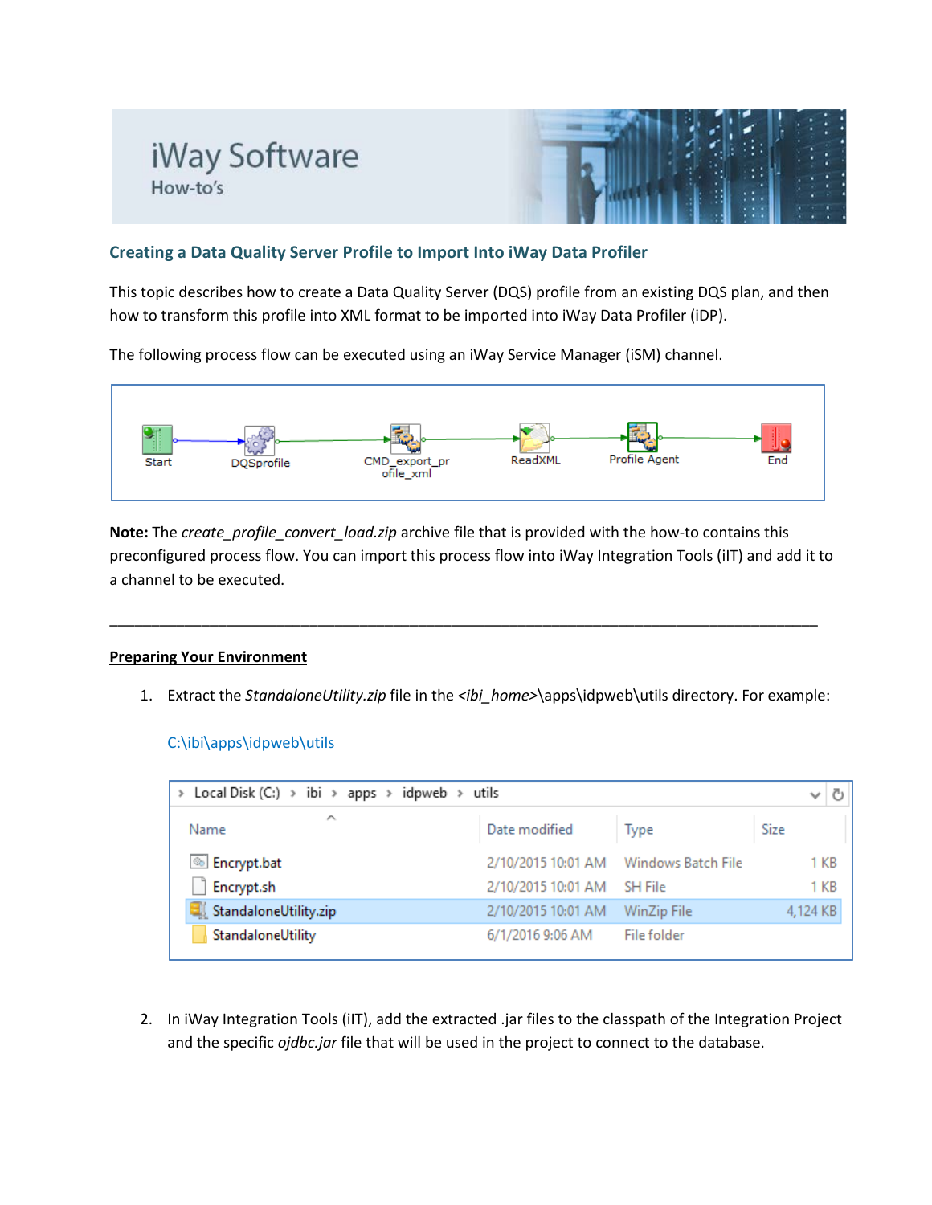iWay Software

How-to's

## Creating a Data Quality Server Profile to Import Into iWay Data Profiler

This topic describes how to create a Data Quality Server (DQS) profile from an existing DQS plan, and then how to transform this profile into XML format to be imported into iWay Data Profiler (iDP).

The following process flow can be executed using an iWay Service Manager (iSM) channel.

Start → DQSprofile → CMD_export_profile_xml → ReadXML → Profile Agent → End

**Note:** The *create_profile_convert_load.zip* archive file that is provided with the how-to contains this preconfigured process flow. You can import this process flow into iWay Integration Tools (iIT) and add it to a channel to be executed.

---

**Preparing Your Environment**

1. Extract the *StandaloneUtility.zip* file in the *<ibi_home>*\apps\idpweb\utils directory. For example:

   C:\ibi\apps\idpweb\utils

   Local Disk (C:) › ibi › apps › idpweb › utils

   | Name | Date modified | Type | Size |
   | --- | --- | --- | --- |
   | Encrypt.bat | 2/10/2015 10:01 AM | Windows Batch File | 1 KB |
   | Encrypt.sh | 2/10/2015 10:01 AM | SH File | 1 KB |
   | StandaloneUtility.zip | 2/10/2015 10:01 AM | WinZip File | 4,124 KB |
   | StandaloneUtility | 6/1/2016 9:06 AM | File folder | |

2. In iWay Integration Tools (iIT), add the extracted .jar files to the classpath of the Integration Project and the specific *ojdbc.jar* file that will be used in the project to connect to the database.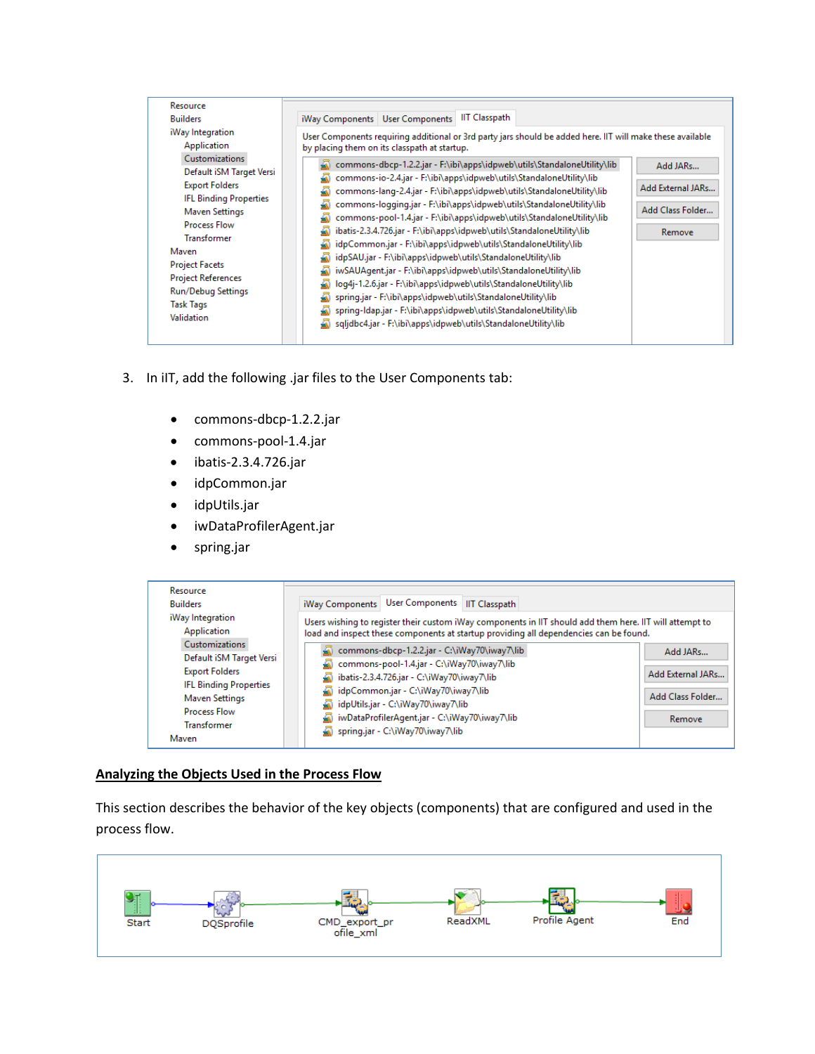3. In iIT, add the following .jar files to the User Components tab:

   - commons-dbcp-1.2.2.jar
   - commons-pool-1.4.jar
   - ibatis-2.3.4.726.jar
   - idpCommon.jar
   - idpUtils.jar
   - iwDataProfilerAgent.jar
   - spring.jar

## Analyzing the Objects Used in the Process Flow

This section describes the behavior of the key objects (components) that are configured and used in the process flow.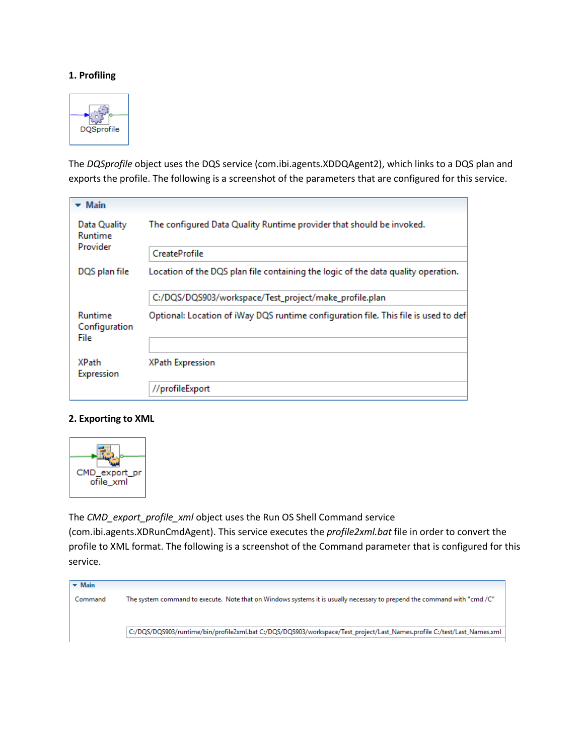**1. Profiling**

DQSprofile

The *DQSprofile* object uses the DQS service (com.ibi.agents.XDDQAgent2), which links to a DQS plan and exports the profile. The following is a screenshot of the parameters that are configured for this service.

**Main**

| Parameter | Description | Value |
| --- | --- | --- |
| Data Quality Runtime Provider | The configured Data Quality Runtime provider that should be invoked. | CreateProfile |
| DQS plan file | Location of the DQS plan file containing the logic of the data quality operation. | C:/DQS/DQS903/workspace/Test_project/make_profile.plan |
| Runtime Configuration File | Optional: Location of iWay DQS runtime configuration file. This file is used to defi | |
| XPath Expression | XPath Expression | //profileExport |

**2. Exporting to XML**

CMD_export_profile_xml

The *CMD_export_profile_xml* object uses the Run OS Shell Command service (com.ibi.agents.XDRunCmdAgent). This service executes the *profile2xml.bat* file in order to convert the profile to XML format. The following is a screenshot of the Command parameter that is configured for this service.

**Main**

| Parameter | Description | Value |
| --- | --- | --- |
| Command | The system command to execute. Note that on Windows systems it is usually necessary to prepend the command with "cmd /C" | C:/DQS/DQS903/runtime/bin/profile2xml.bat C:/DQS/DQS903/workspace/Test_project/Last_Names.profile C:/test/Last_Names.xml |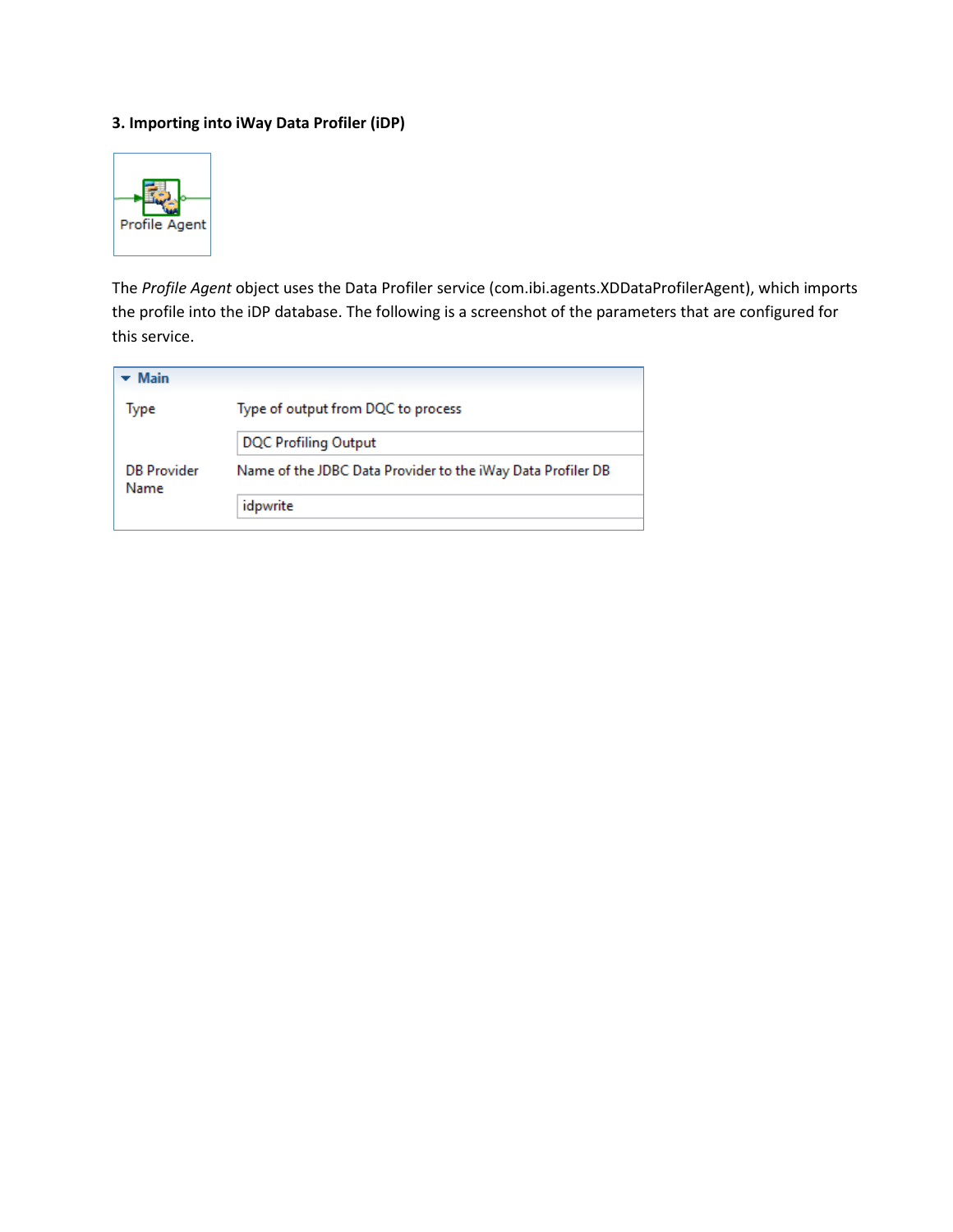### 3. Importing into iWay Data Profiler (iDP)

Profile Agent

The *Profile Agent* object uses the Data Profiler service (com.ibi.agents.XDDataProfilerAgent), which imports the profile into the iDP database. The following is a screenshot of the parameters that are configured for this service.

Main

Type

Type of output from DQC to process

DQC Profiling Output

DB Provider Name

Name of the JDBC Data Provider to the iWay Data Profiler DB

idpwrite